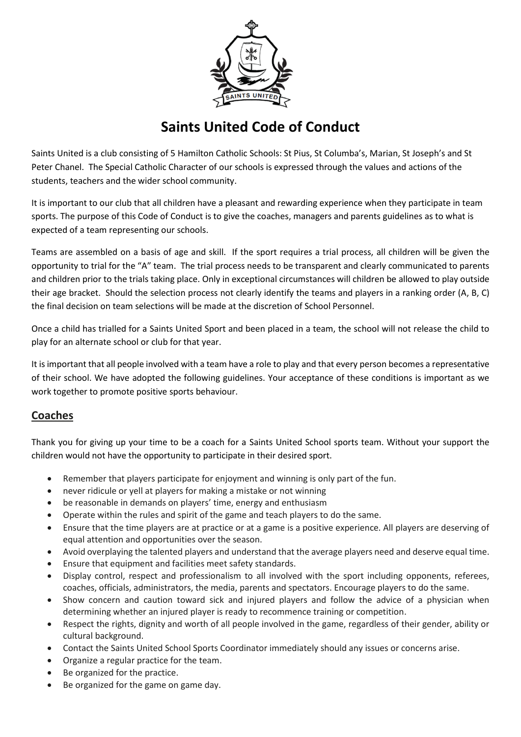# Saints United Code of Conduct

Saints United is a club consisting of 5 Hamilton Catholic Schools: St Pius, St Columba's, Marian, St Joseph's and St Peter Chanel. The Special Catholic Character of our schools is expressed through the values and actions of the students, teachers and the wider school community.

It is important to our club that all children have a pleasant and rewarding experience when they participate in team sports. The purpose of this Code of Conduct is to give the coaches, managers and parents guidelines as to what is expected of a team representing our schools.

Teams are assembled on a basis of age and skill. If the sport requires a trial process, all children will be given the opportunity to trial for the "A" team. The trial process needs to be transparent and clearly communicated to parents and children prior to the trials taking place. Only in exceptional circumstances will children be allowed to play outside their age bracket. Should the selection process not clearly identify the teams and players in a ranking order (A, B, C) the final decision on team selections will be made at the discretion of School Personnel.

Once a child has trialled for a Saints United Sport and been placed in a team, the school will not release the child to play for an alternate school or club for that year.

It is important that all people involved with a team have a role to play and that every person becomes a representative of their school. We have adopted the following guidelines. Your acceptance of these conditions is important as we work together to promote positive sports behaviour.

## Coaches

Thank you for giving up your time to be a coach for a Saints United School sports team. Without your support the children would not have the opportunity to participate in their desired sport.

- Remember that players participate for enjoyment and winning is only part of the fun.
- never ridicule or yell at players for making a mistake or not winning
- be reasonable in demands on players' time, energy and enthusiasm
- Operate within the rules and spirit of the game and teach players to do the same.
- Ensure that the time players are at practice or at a game is a positive experience. All players are deserving of equal attention and opportunities over the season.
- Avoid overplaying the talented players and understand that the average players need and deserve equal time.
- Ensure that equipment and facilities meet safety standards.
- Display control, respect and professionalism to all involved with the sport including opponents, referees, coaches, officials, administrators, the media, parents and spectators. Encourage players to do the same.
- Show concern and caution toward sick and injured players and follow the advice of a physician when determining whether an injured player is ready to recommence training or competition.
- Respect the rights, dignity and worth of all people involved in the game, regardless of their gender, ability or cultural background.
- Contact the Saints United School Sports Coordinator immediately should any issues or concerns arise.
- Organize a regular practice for the team.
- Be organized for the practice.
- Be organized for the game on game day.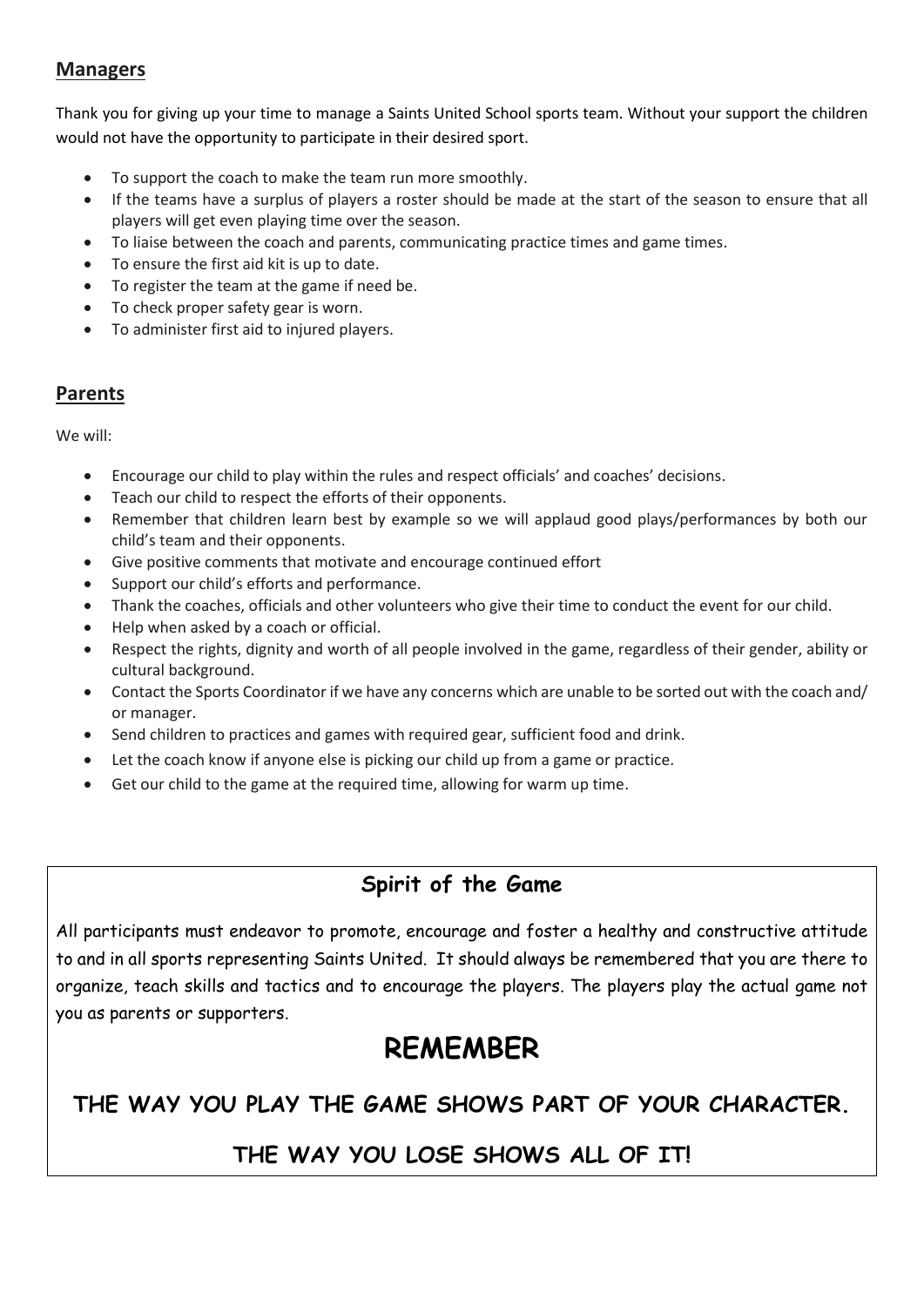## Managers

Thank you for giving up your time to manage a Saints United School sports team. Without your support the children would not have the opportunity to participate in their desired sport.

- To support the coach to make the team run more smoothly.
- If the teams have a surplus of players a roster should be made at the start of the season to ensure that all players will get even playing time over the season.
- To liaise between the coach and parents, communicating practice times and game times.
- To ensure the first aid kit is up to date.
- To register the team at the game if need be.
- To check proper safety gear is worn.
- To administer first aid to injured players.

## Parents

We will:

- Encourage our child to play within the rules and respect officials' and coaches' decisions.
- Teach our child to respect the efforts of their opponents.
- Remember that children learn best by example so we will applaud good plays/performances by both our child's team and their opponents.
- Give positive comments that motivate and encourage continued effort
- Support our child's efforts and performance.
- Thank the coaches, officials and other volunteers who give their time to conduct the event for our child.
- Help when asked by a coach or official.
- Respect the rights, dignity and worth of all people involved in the game, regardless of their gender, ability or cultural background.
- Contact the Sports Coordinator if we have any concerns which are unable to be sorted out with the coach and/ or manager.
- Send children to practices and games with required gear, sufficient food and drink.
- Let the coach know if anyone else is picking our child up from a game or practice.
- Get our child to the game at the required time, allowing for warm up time.

### Spirit of the Game

All participants must endeavor to promote, encourage and foster a healthy and constructive attitude to and in all sports representing Saints United. It should always be remembered that you are there to organize, teach skills and tactics and to encourage the players. The players play the actual game not you as parents or supporters.

# REMEMBER

**THE WAY YOU PLAY THE GAME SHOWS PART OF YOUR CHARACTER.**

**THE WAY YOU LOSE SHOWS ALL OF IT!**